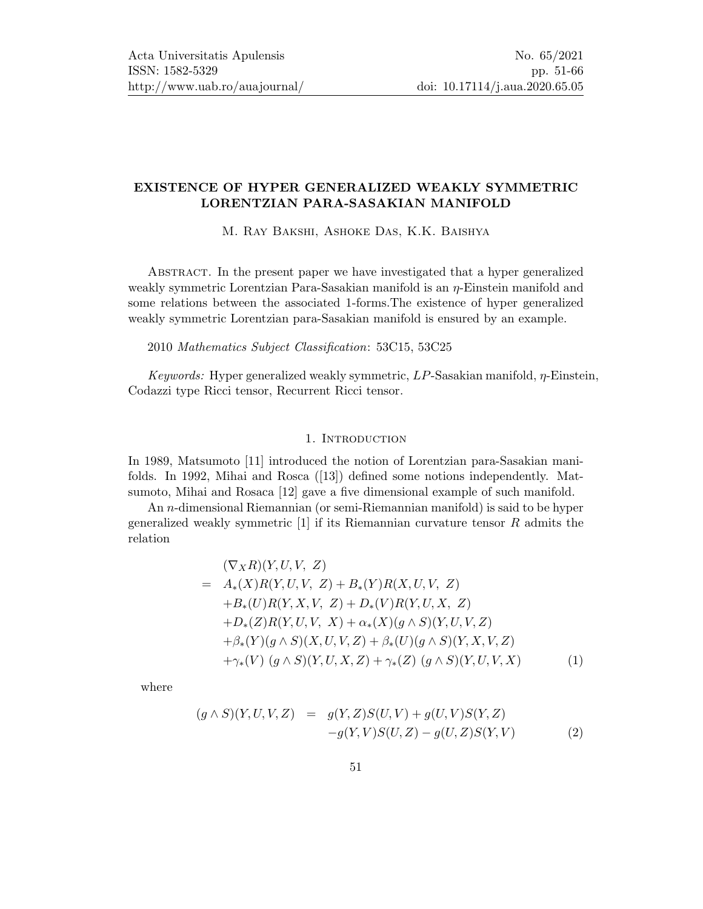# EXISTENCE OF HYPER GENERALIZED WEAKLY SYMMETRIC LORENTZIAN PARA-SASAKIAN MANIFOLD

M. Ray Bakshi, Ashoke Das, K.K. Baishya

Abstract. In the present paper we have investigated that a hyper generalized weakly symmetric Lorentzian Para-Sasakian manifold is an $\eta$-Einstein manifold and some relations between the associated 1-forms.The existence of hyper generalized weakly symmetric Lorentzian para-Sasakian manifold is ensured by an example.

2010 *Mathematics Subject Classification*: 53C15, 53C25

*Keywords:* Hyper generalized weakly symmetric, $LP$-Sasakian manifold, $\eta$-Einstein, Codazzi type Ricci tensor, Recurrent Ricci tensor.

## 1. Introduction

In 1989, Matsumoto [11] introduced the notion of Lorentzian para-Sasakian manifolds. In 1992, Mihai and Rosca ([13]) defined some notions independently. Matsumoto, Mihai and Rosaca [12] gave a five dimensional example of such manifold.

An $n$-dimensional Riemannian (or semi-Riemannian manifold) is said to be hyper generalized weakly symmetric [1] if its Riemannian curvature tensor $R$ admits the relation

$$
\begin{aligned}
& (\nabla_X R)(Y,U,V,\ Z) \\
= \ & A_*(X)R(Y,U,V,\ Z) + B_*(Y)R(X,U,V,\ Z) \\
& + B_*(U)R(Y,X,V,\ Z) + D_*(V)R(Y,U,X,\ Z) \\
& + D_*(Z)R(Y,U,V,\ X) + \alpha_*(X)(g \wedge S)(Y,U,V,Z) \\
& + \beta_*(Y)(g \wedge S)(X,U,V,Z) + \beta_*(U)(g \wedge S)(Y,X,V,Z) \\
& + \gamma_*(V)\ (g \wedge S)(Y,U,X,Z) + \gamma_*(Z)\ (g \wedge S)(Y,U,V,X) \qquad (1)
\end{aligned}
$$

where

$$
\begin{aligned}
(g \wedge S)(Y,U,V,Z) \ = \ & g(Y,Z)S(U,V) + g(U,V)S(Y,Z) \\
& - g(Y,V)S(U,Z) - g(U,Z)S(Y,V) \qquad (2)
\end{aligned}
$$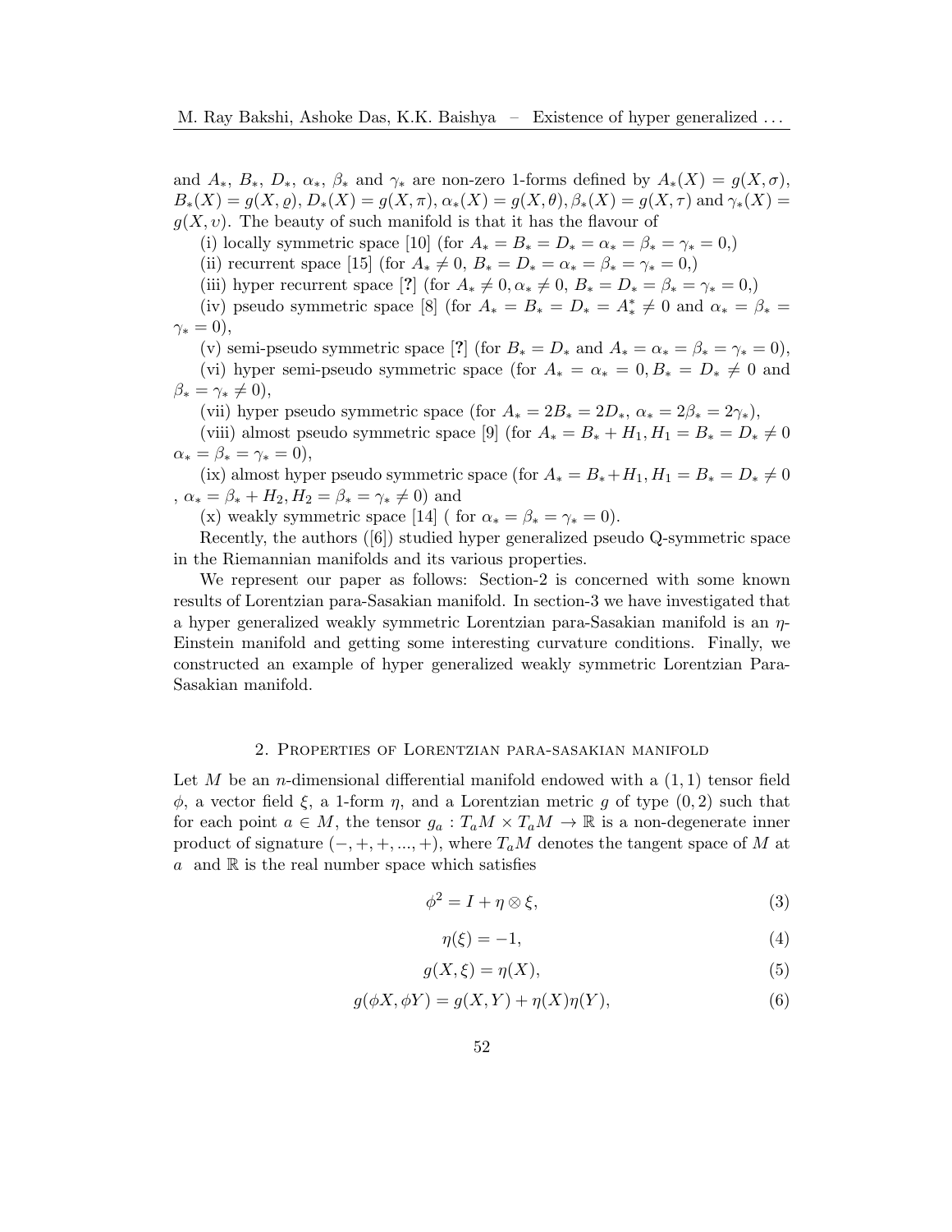and $A_*$, $B_*$, $D_*$, $\alpha_*$, $\beta_*$ and $\gamma_*$ are non-zero 1-forms defined by $A_*(X) = g(X, \sigma)$, $B_*(X) = g(X, \varrho)$, $D_*(X) = g(X, \pi)$, $\alpha_*(X) = g(X, \theta)$, $\beta_*(X) = g(X, \tau)$ and $\gamma_*(X) = g(X, \upsilon)$. The beauty of such manifold is that it has the flavour of

(i) locally symmetric space [10] (for $A_* = B_* = D_* = \alpha_* = \beta_* = \gamma_* = 0$,)

(ii) recurrent space [15] (for $A_* \neq 0$, $B_* = D_* = \alpha_* = \beta_* = \gamma_* = 0$,)

(iii) hyper recurrent space [?] (for $A_* \neq 0, \alpha_* \neq 0$, $B_* = D_* = \beta_* = \gamma_* = 0$,)

(iv) pseudo symmetric space [8] (for $A_* = B_* = D_* = A_*^* \neq 0$ and $\alpha_* = \beta_* = \gamma_* = 0$),

(v) semi-pseudo symmetric space [?] (for $B_* = D_*$ and $A_* = \alpha_* = \beta_* = \gamma_* = 0$),

(vi) hyper semi-pseudo symmetric space (for $A_* = \alpha_* = 0, B_* = D_* \neq 0$ and $\beta_* = \gamma_* \neq 0$),

(vii) hyper pseudo symmetric space (for $A_* = 2B_* = 2D_*$, $\alpha_* = 2\beta_* = 2\gamma_*$),

(viii) almost pseudo symmetric space [9] (for $A_* = B_* + H_1, H_1 = B_* = D_* \neq 0$ $\alpha_* = \beta_* = \gamma_* = 0$),

(ix) almost hyper pseudo symmetric space (for $A_* = B_* + H_1, H_1 = B_* = D_* \neq 0$ , $\alpha_* = \beta_* + H_2, H_2 = \beta_* = \gamma_* \neq 0$) and

(x) weakly symmetric space [14] ( for $\alpha_* = \beta_* = \gamma_* = 0$).

Recently, the authors ([6]) studied hyper generalized pseudo Q-symmetric space in the Riemannian manifolds and its various properties.

We represent our paper as follows: Section-2 is concerned with some known results of Lorentzian para-Sasakian manifold. In section-3 we have investigated that a hyper generalized weakly symmetric Lorentzian para-Sasakian manifold is an $\eta$-Einstein manifold and getting some interesting curvature conditions. Finally, we constructed an example of hyper generalized weakly symmetric Lorentzian Para-Sasakian manifold.

## 2. Properties of Lorentzian para-sasakian manifold

Let $M$ be an $n$-dimensional differential manifold endowed with a $(1, 1)$ tensor field $\phi$, a vector field $\xi$, a 1-form $\eta$, and a Lorentzian metric $g$ of type $(0, 2)$ such that for each point $a \in M$, the tensor $g_a : T_aM \times T_aM \to \mathbb{R}$ is a non-degenerate inner product of signature $(-, +, +, ..., +)$, where $T_aM$ denotes the tangent space of $M$ at $a$ and $\mathbb{R}$ is the real number space which satisfies

$$\phi^2 = I + \eta \otimes \xi, \tag{3}$$

$$\eta(\xi) = -1, \tag{4}$$

$$g(X, \xi) = \eta(X), \tag{5}$$

$$g(\phi X, \phi Y) = g(X, Y) + \eta(X)\eta(Y), \tag{6}$$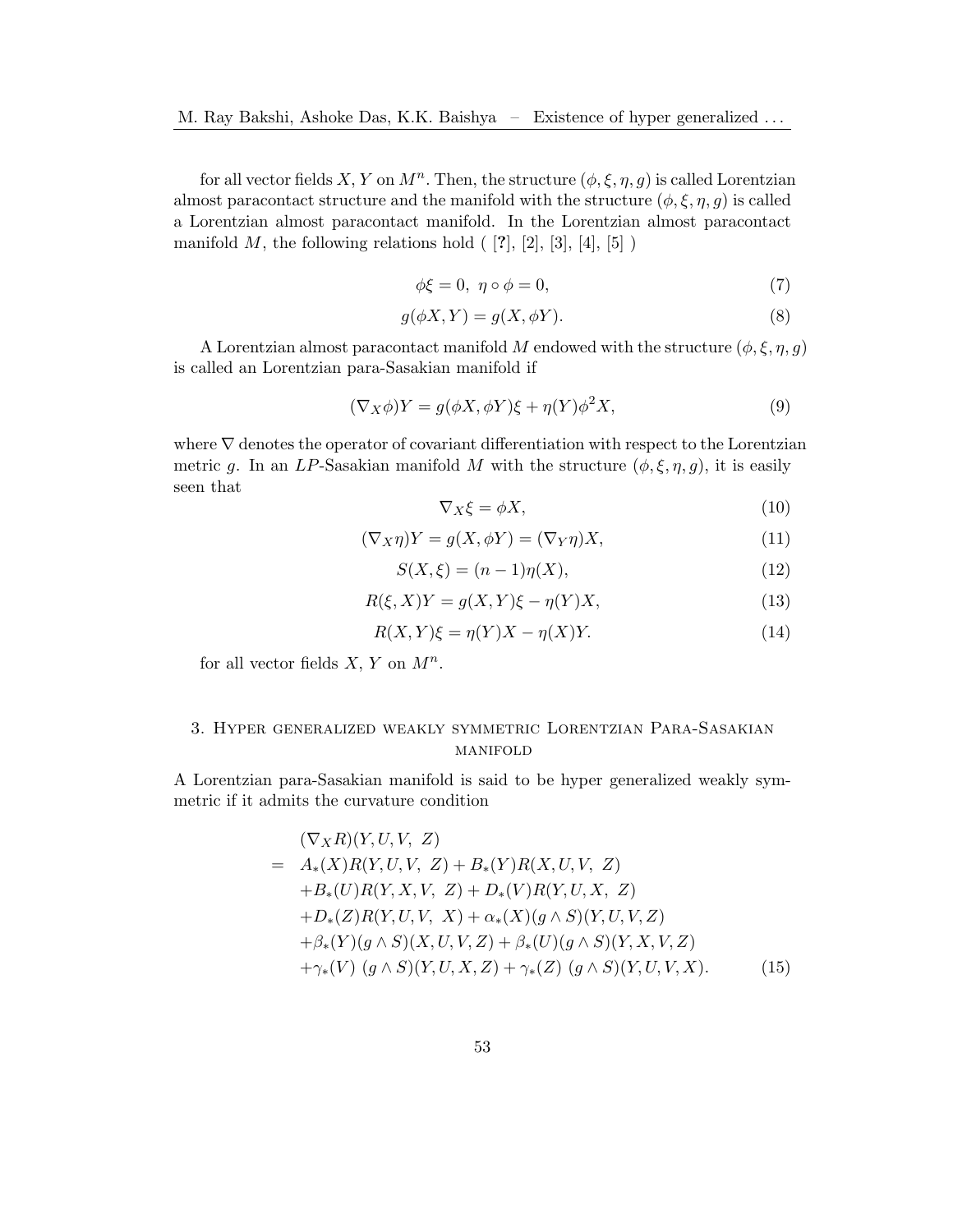for all vector fields $X, Y$ on $M^n$. Then, the structure $(\phi, \xi, \eta, g)$ is called Lorentzian almost paracontact structure and the manifold with the structure $(\phi, \xi, \eta, g)$ is called a Lorentzian almost paracontact manifold. In the Lorentzian almost paracontact manifold $M$, the following relations hold ( [?], [2], [3], [4], [5] )

$$\phi\xi = 0, \ \eta \circ \phi = 0, \tag{7}$$

$$g(\phi X, Y) = g(X, \phi Y). \tag{8}$$

A Lorentzian almost paracontact manifold $M$ endowed with the structure $(\phi, \xi, \eta, g)$ is called an Lorentzian para-Sasakian manifold if

$$(\nabla_X \phi)Y = g(\phi X, \phi Y)\xi + \eta(Y)\phi^2 X, \tag{9}$$

where $\nabla$ denotes the operator of covariant differentiation with respect to the Lorentzian metric $g$. In an $LP$-Sasakian manifold $M$ with the structure $(\phi, \xi, \eta, g)$, it is easily seen that

$$\nabla_X \xi = \phi X, \tag{10}$$

$$(\nabla_X \eta)Y = g(X, \phi Y) = (\nabla_Y \eta)X, \tag{11}$$

$$S(X, \xi) = (n-1)\eta(X), \tag{12}$$

$$R(\xi, X)Y = g(X, Y)\xi - \eta(Y)X, \tag{13}$$

$$R(X, Y)\xi = \eta(Y)X - \eta(X)Y. \tag{14}$$

for all vector fields $X, Y$ on $M^n$.

## 3. Hyper generalized weakly symmetric Lorentzian Para-Sasakian manifold

A Lorentzian para-Sasakian manifold is said to be hyper generalized weakly symmetric if it admits the curvature condition

$$\begin{aligned}
& (\nabla_X R)(Y, U, V, \ Z) \\
= \ & A_*(X)R(Y, U, V, \ Z) + B_*(Y)R(X, U, V, \ Z) \\
& + B_*(U)R(Y, X, V, \ Z) + D_*(V)R(Y, U, X, \ Z) \\
& + D_*(Z)R(Y, U, V, \ X) + \alpha_*(X)(g \wedge S)(Y, U, V, Z) \\
& + \beta_*(Y)(g \wedge S)(X, U, V, Z) + \beta_*(U)(g \wedge S)(Y, X, V, Z) \\
& + \gamma_*(V) \ (g \wedge S)(Y, U, X, Z) + \gamma_*(Z) \ (g \wedge S)(Y, U, V, X).
\end{aligned} \tag{15}$$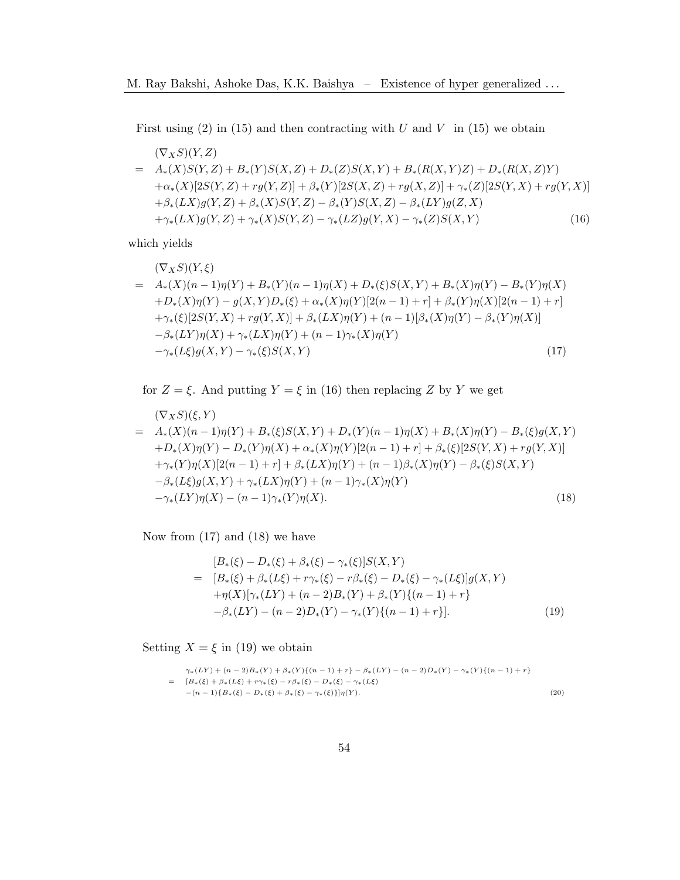First using (2) in (15) and then contracting with $U$ and $V$ in (15) we obtain

$$
\begin{aligned}
&(\nabla_X S)(Y,Z)\\
= \;& A_*(X)S(Y,Z) + B_*(Y)S(X,Z) + D_*(Z)S(X,Y) + B_*(R(X,Y)Z) + D_*(R(X,Z)Y)\\
&+\alpha_*(X)[2S(Y,Z) + rg(Y,Z)] + \beta_*(Y)[2S(X,Z) + rg(X,Z)] + \gamma_*(Z)[2S(Y,X) + rg(Y,X)]\\
&+\beta_*(LX)g(Y,Z) + \beta_*(X)S(Y,Z) - \beta_*(Y)S(X,Z) - \beta_*(LY)g(Z,X)\\
&+\gamma_*(LX)g(Y,Z) + \gamma_*(X)S(Y,Z) - \gamma_*(LZ)g(Y,X) - \gamma_*(Z)S(X,Y) \qquad (16)
\end{aligned}
$$

which yields

$$
\begin{aligned}
&(\nabla_X S)(Y,\xi)\\
= \;& A_*(X)(n-1)\eta(Y) + B_*(Y)(n-1)\eta(X) + D_*(\xi)S(X,Y) + B_*(X)\eta(Y) - B_*(Y)\eta(X)\\
&+D_*(X)\eta(Y) - g(X,Y)D_*(\xi) + \alpha_*(X)\eta(Y)[2(n-1)+r] + \beta_*(Y)\eta(X)[2(n-1)+r]\\
&+\gamma_*(\xi)[2S(Y,X) + rg(Y,X)] + \beta_*(LX)\eta(Y) + (n-1)[\beta_*(X)\eta(Y) - \beta_*(Y)\eta(X)]\\
&-\beta_*(LY)\eta(X) + \gamma_*(LX)\eta(Y) + (n-1)\gamma_*(X)\eta(Y)\\
&-\gamma_*(L\xi)g(X,Y) - \gamma_*(\xi)S(X,Y) \qquad (17)
\end{aligned}
$$

for $Z = \xi$. And putting $Y = \xi$ in (16) then replacing $Z$ by $Y$ we get

$$
\begin{aligned}
&(\nabla_X S)(\xi,Y)\\
= \;& A_*(X)(n-1)\eta(Y) + B_*(\xi)S(X,Y) + D_*(Y)(n-1)\eta(X) + B_*(X)\eta(Y) - B_*(\xi)g(X,Y)\\
&+D_*(X)\eta(Y) - D_*(Y)\eta(X) + \alpha_*(X)\eta(Y)[2(n-1)+r] + \beta_*(\xi)[2S(Y,X) + rg(Y,X)]\\
&+\gamma_*(Y)\eta(X)[2(n-1)+r] + \beta_*(LX)\eta(Y) + (n-1)\beta_*(X)\eta(Y) - \beta_*(\xi)S(X,Y)\\
&-\beta_*(L\xi)g(X,Y) + \gamma_*(LX)\eta(Y) + (n-1)\gamma_*(X)\eta(Y)\\
&-\gamma_*(LY)\eta(X) - (n-1)\gamma_*(Y)\eta(X). \qquad (18)
\end{aligned}
$$

Now from (17) and (18) we have

$$
\begin{aligned}
&[B_*(\xi) - D_*(\xi) + \beta_*(\xi) - \gamma_*(\xi)]S(X,Y)\\
= \;& [B_*(\xi) + \beta_*(L\xi) + r\gamma_*(\xi) - r\beta_*(\xi) - D_*(\xi) - \gamma_*(L\xi)]g(X,Y)\\
&+\eta(X)[\gamma_*(LY) + (n-2)B_*(Y) + \beta_*(Y)\{(n-1)+r\}\\
&-\beta_*(LY) - (n-2)D_*(Y) - \gamma_*(Y)\{(n-1)+r\}]. \qquad (19)
\end{aligned}
$$

Setting $X = \xi$ in (19) we obtain

$$
\begin{aligned}
&\gamma_*(LY) + (n-2)B_*(Y) + \beta_*(Y)\{(n-1)+r\} - \beta_*(LY) - (n-2)D_*(Y) - \gamma_*(Y)\{(n-1)+r\}\\
= \;& [B_*(\xi) + \beta_*(L\xi) + r\gamma_*(\xi) - r\beta_*(\xi) - D_*(\xi) - \gamma_*(L\xi)\\
&-(n-1)\{B_*(\xi) - D_*(\xi) + \beta_*(\xi) - \gamma_*(\xi)\}]\eta(Y). \qquad (20)
\end{aligned}
$$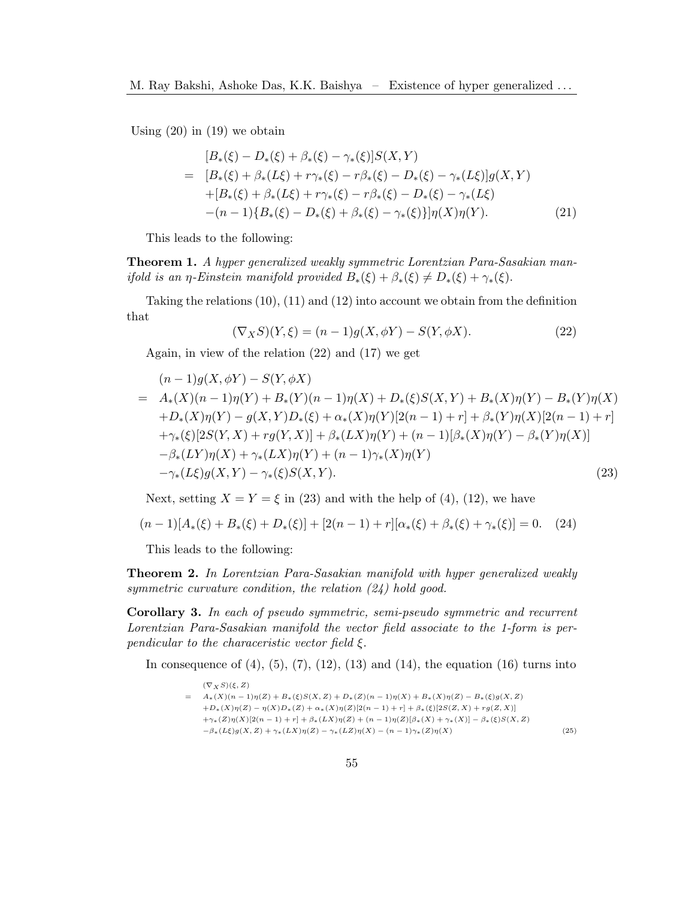Using (20) in (19) we obtain

$$
\begin{aligned}
& [B_*(\xi) - D_*(\xi) + \beta_*(\xi) - \gamma_*(\xi)]S(X,Y) \\
= \;& [B_*(\xi) + \beta_*(L\xi) + r\gamma_*(\xi) - r\beta_*(\xi) - D_*(\xi) - \gamma_*(L\xi)]g(X,Y) \\
& + [B_*(\xi) + \beta_*(L\xi) + r\gamma_*(\xi) - r\beta_*(\xi) - D_*(\xi) - \gamma_*(L\xi) \\
& - (n-1)\{B_*(\xi) - D_*(\xi) + \beta_*(\xi) - \gamma_*(\xi)\}]\eta(X)\eta(Y). \qquad (21)
\end{aligned}
$$

This leads to the following:

**Theorem 1.** *A hyper generalized weakly symmetric Lorentzian Para-Sasakian manifold is an $\eta$-Einstein manifold provided $B_*(\xi) + \beta_*(\xi) \neq D_*(\xi) + \gamma_*(\xi)$.*

Taking the relations (10), (11) and (12) into account we obtain from the definition that

$$
(\nabla_X S)(Y,\xi) = (n-1)g(X,\phi Y) - S(Y,\phi X). \qquad (22)
$$

Again, in view of the relation (22) and (17) we get

$$
\begin{aligned}
& (n-1)g(X,\phi Y) - S(Y,\phi X) \\
= \;& A_*(X)(n-1)\eta(Y) + B_*(Y)(n-1)\eta(X) + D_*(\xi)S(X,Y) + B_*(X)\eta(Y) - B_*(Y)\eta(X) \\
& + D_*(X)\eta(Y) - g(X,Y)D_*(\xi) + \alpha_*(X)\eta(Y)[2(n-1)+r] + \beta_*(Y)\eta(X)[2(n-1)+r] \\
& + \gamma_*(\xi)[2S(Y,X) + rg(Y,X)] + \beta_*(LX)\eta(Y) + (n-1)[\beta_*(X)\eta(Y) - \beta_*(Y)\eta(X)] \\
& - \beta_*(LY)\eta(X) + \gamma_*(LX)\eta(Y) + (n-1)\gamma_*(X)\eta(Y) \\
& - \gamma_*(L\xi)g(X,Y) - \gamma_*(\xi)S(X,Y). \qquad (23)
\end{aligned}
$$

Next, setting $X = Y = \xi$ in (23) and with the help of (4), (12), we have

$$
(n-1)[A_*(\xi) + B_*(\xi) + D_*(\xi)] + [2(n-1)+r][\alpha_*(\xi) + \beta_*(\xi) + \gamma_*(\xi)] = 0. \qquad (24)
$$

This leads to the following:

**Theorem 2.** *In Lorentzian Para-Sasakian manifold with hyper generalized weakly symmetric curvature condition, the relation (24) hold good.*

**Corollary 3.** *In each of pseudo symmetric, semi-pseudo symmetric and recurrent Lorentzian Para-Sasakian manifold the vector field associate to the 1-form is perpendicular to the characeristic vector field $\xi$.*

In consequence of (4), (5), (7), (12), (13) and (14), the equation (16) turns into

$$
\begin{aligned}
& (\nabla_X S)(\xi,Z) \\
= \;& A_*(X)(n-1)\eta(Z) + B_*(\xi)S(X,Z) + D_*(Z)(n-1)\eta(X) + B_*(X)\eta(Z) - B_*(\xi)g(X,Z) \\
& + D_*(X)\eta(Z) - \eta(X)D_*(Z) + \alpha_*(X)\eta(Z)[2(n-1)+r] + \beta_*(\xi)[2S(Z,X) + rg(Z,X)] \\
& + \gamma_*(Z)\eta(X)[2(n-1)+r] + \beta_*(LX)\eta(Z) + (n-1)\eta(Z)[\beta_*(X) + \gamma_*(X)] - \beta_*(\xi)S(X,Z) \\
& - \beta_*(L\xi)g(X,Z) + \gamma_*(LX)\eta(Z) - \gamma_*(LZ)\eta(X) - (n-1)\gamma_*(Z)\eta(X) \qquad (25)
\end{aligned}
$$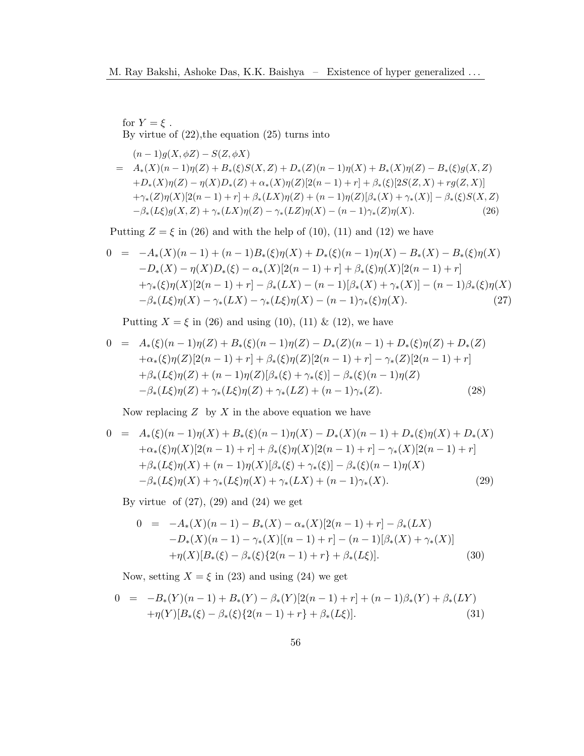for $Y = \xi$ .

By virtue of (22),the equation (25) turns into

$$
\begin{aligned}
& (n-1)g(X,\phi Z) - S(Z,\phi X) \\
= \; & A_*(X)(n-1)\eta(Z) + B_*(\xi)S(X,Z) + D_*(Z)(n-1)\eta(X) + B_*(X)\eta(Z) - B_*(\xi)g(X,Z) \\
& + D_*(X)\eta(Z) - \eta(X)D_*(Z) + \alpha_*(X)\eta(Z)[2(n-1)+r] + \beta_*(\xi)[2S(Z,X) + rg(Z,X)] \\
& + \gamma_*(Z)\eta(X)[2(n-1)+r] + \beta_*(LX)\eta(Z) + (n-1)\eta(Z)[\beta_*(X) + \gamma_*(X)] - \beta_*(\xi)S(X,Z) \\
& - \beta_*(L\xi)g(X,Z) + \gamma_*(LX)\eta(Z) - \gamma_*(LZ)\eta(X) - (n-1)\gamma_*(Z)\eta(X). \qquad (26)
\end{aligned}
$$

Putting $Z = \xi$ in (26) and with the help of (10), (11) and (12) we have

$$
\begin{aligned}
0 \; = \; & -A_*(X)(n-1) + (n-1)B_*(\xi)\eta(X) + D_*(\xi)(n-1)\eta(X) - B_*(X) - B_*(\xi)\eta(X) \\
& - D_*(X) - \eta(X)D_*(\xi) - \alpha_*(X)[2(n-1)+r] + \beta_*(\xi)\eta(X)[2(n-1)+r] \\
& + \gamma_*(\xi)\eta(X)[2(n-1)+r] - \beta_*(LX) - (n-1)[\beta_*(X) + \gamma_*(X)] - (n-1)\beta_*(\xi)\eta(X) \\
& - \beta_*(L\xi)\eta(X) - \gamma_*(LX) - \gamma_*(L\xi)\eta(X) - (n-1)\gamma_*(\xi)\eta(X). \qquad (27)
\end{aligned}
$$

Putting $X = \xi$ in (26) and using (10), (11) & (12), we have

$$
\begin{aligned}
0 \; = \; & A_*(\xi)(n-1)\eta(Z) + B_*(\xi)(n-1)\eta(Z) - D_*(Z)(n-1) + D_*(\xi)\eta(Z) + D_*(Z) \\
& + \alpha_*(\xi)\eta(Z)[2(n-1)+r] + \beta_*(\xi)\eta(Z)[2(n-1)+r] - \gamma_*(Z)[2(n-1)+r] \\
& + \beta_*(L\xi)\eta(Z) + (n-1)\eta(Z)[\beta_*(\xi) + \gamma_*(\xi)] - \beta_*(\xi)(n-1)\eta(Z) \\
& - \beta_*(L\xi)\eta(Z) + \gamma_*(L\xi)\eta(Z) + \gamma_*(LZ) + (n-1)\gamma_*(Z). \qquad (28)
\end{aligned}
$$

Now replacing $Z$ by $X$ in the above equation we have

$$
\begin{aligned}
0 \; = \; & A_*(\xi)(n-1)\eta(X) + B_*(\xi)(n-1)\eta(X) - D_*(X)(n-1) + D_*(\xi)\eta(X) + D_*(X) \\
& + \alpha_*(\xi)\eta(X)[2(n-1)+r] + \beta_*(\xi)\eta(X)[2(n-1)+r] - \gamma_*(X)[2(n-1)+r] \\
& + \beta_*(L\xi)\eta(X) + (n-1)\eta(X)[\beta_*(\xi) + \gamma_*(\xi)] - \beta_*(\xi)(n-1)\eta(X) \\
& - \beta_*(L\xi)\eta(X) + \gamma_*(L\xi)\eta(X) + \gamma_*(LX) + (n-1)\gamma_*(X). \qquad (29)
\end{aligned}
$$

By virtue of (27), (29) and (24) we get

$$
\begin{aligned}
0 \; = \; & -A_*(X)(n-1) - B_*(X) - \alpha_*(X)[2(n-1)+r] - \beta_*(LX) \\
& - D_*(X)(n-1) - \gamma_*(X)[(n-1)+r] - (n-1)[\beta_*(X) + \gamma_*(X)] \\
& + \eta(X)[B_*(\xi) - \beta_*(\xi)\{2(n-1)+r\} + \beta_*(L\xi)]. \qquad (30)
\end{aligned}
$$

Now, setting $X = \xi$ in (23) and using (24) we get

$$
\begin{aligned}
0 \; = \; & -B_*(Y)(n-1) + B_*(Y) - \beta_*(Y)[2(n-1)+r] + (n-1)\beta_*(Y) + \beta_*(LY) \\
& + \eta(Y)[B_*(\xi) - \beta_*(\xi)\{2(n-1)+r\} + \beta_*(L\xi)]. \qquad (31)
\end{aligned}
$$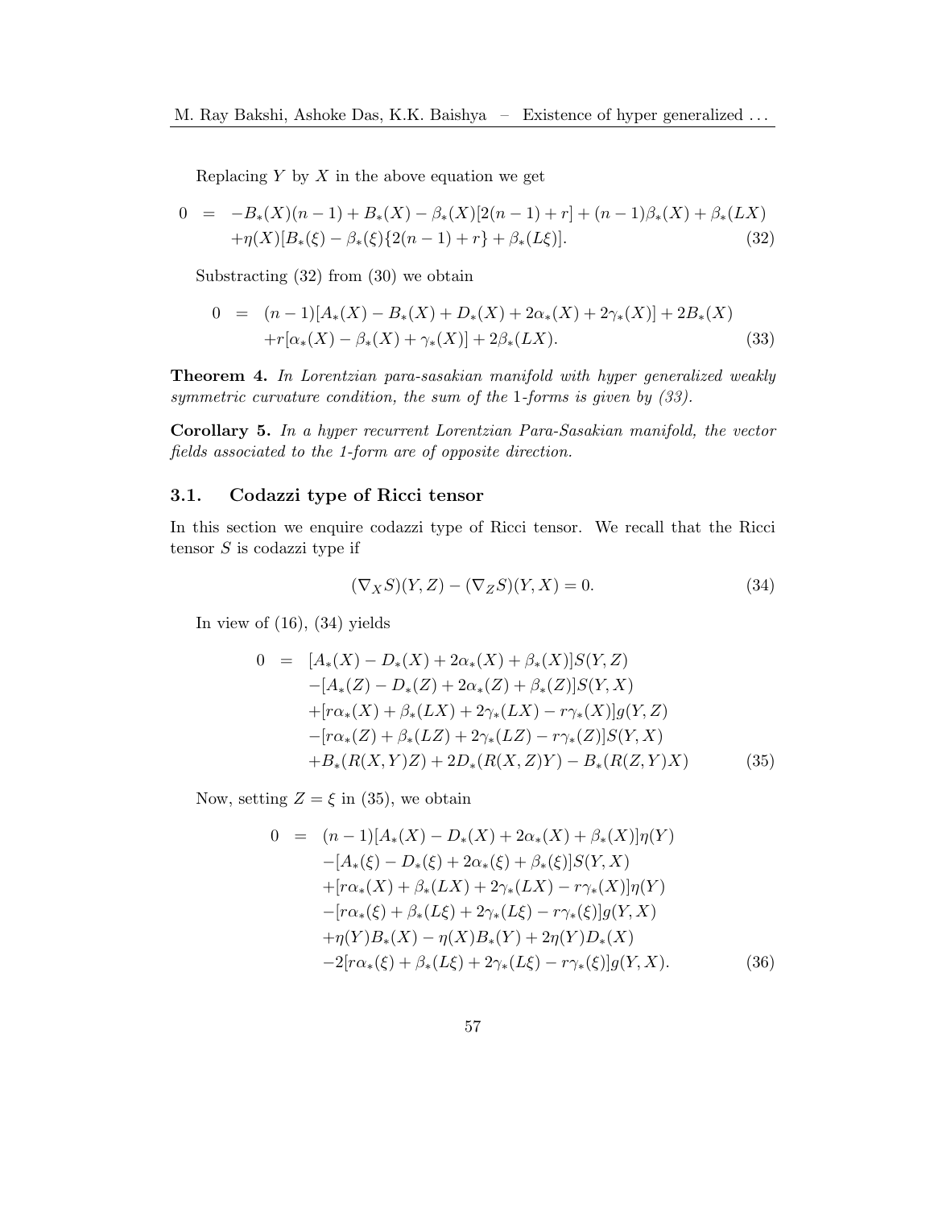Replacing $Y$ by $X$ in the above equation we get

$$
\begin{aligned}
0 &= -B_*(X)(n-1) + B_*(X) - \beta_*(X)[2(n-1)+r] + (n-1)\beta_*(X) + \beta_*(LX) \\
&\quad +\eta(X)[B_*(\xi) - \beta_*(\xi)\{2(n-1)+r\} + \beta_*(L\xi)]. \qquad (32)
\end{aligned}
$$

Substracting (32) from (30) we obtain

$$
\begin{aligned}
0 &= (n-1)[A_*(X) - B_*(X) + D_*(X) + 2\alpha_*(X) + 2\gamma_*(X)] + 2B_*(X) \\
&\quad +r[\alpha_*(X) - \beta_*(X) + \gamma_*(X)] + 2\beta_*(LX). \qquad (33)
\end{aligned}
$$

**Theorem 4.** *In Lorentzian para-sasakian manifold with hyper generalized weakly symmetric curvature condition, the sum of the* 1*-forms is given by (33).*

**Corollary 5.** *In a hyper recurrent Lorentzian Para-Sasakian manifold, the vector fields associated to the 1-form are of opposite direction.*

### 3.1. Codazzi type of Ricci tensor

In this section we enquire codazzi type of Ricci tensor. We recall that the Ricci tensor $S$ is codazzi type if

$$
(\nabla_X S)(Y,Z) - (\nabla_Z S)(Y,X) = 0. \qquad (34)
$$

In view of (16), (34) yields

$$
\begin{aligned}
0 &= [A_*(X) - D_*(X) + 2\alpha_*(X) + \beta_*(X)]S(Y,Z) \\
&\quad -[A_*(Z) - D_*(Z) + 2\alpha_*(Z) + \beta_*(Z)]S(Y,X) \\
&\quad +[r\alpha_*(X) + \beta_*(LX) + 2\gamma_*(LX) - r\gamma_*(X)]g(Y,Z) \\
&\quad -[r\alpha_*(Z) + \beta_*(LZ) + 2\gamma_*(LZ) - r\gamma_*(Z)]S(Y,X) \\
&\quad +B_*(R(X,Y)Z) + 2D_*(R(X,Z)Y) - B_*(R(Z,Y)X) \qquad (35)
\end{aligned}
$$

Now, setting $Z = \xi$ in (35), we obtain

$$
\begin{aligned}
0 &= (n-1)[A_*(X) - D_*(X) + 2\alpha_*(X) + \beta_*(X)]\eta(Y) \\
&\quad -[A_*(\xi) - D_*(\xi) + 2\alpha_*(\xi) + \beta_*(\xi)]S(Y,X) \\
&\quad +[r\alpha_*(X) + \beta_*(LX) + 2\gamma_*(LX) - r\gamma_*(X)]\eta(Y) \\
&\quad -[r\alpha_*(\xi) + \beta_*(L\xi) + 2\gamma_*(L\xi) - r\gamma_*(\xi)]g(Y,X) \\
&\quad +\eta(Y)B_*(X) - \eta(X)B_*(Y) + 2\eta(Y)D_*(X) \\
&\quad -2[r\alpha_*(\xi) + \beta_*(L\xi) + 2\gamma_*(L\xi) - r\gamma_*(\xi)]g(Y,X). \qquad (36)
\end{aligned}
$$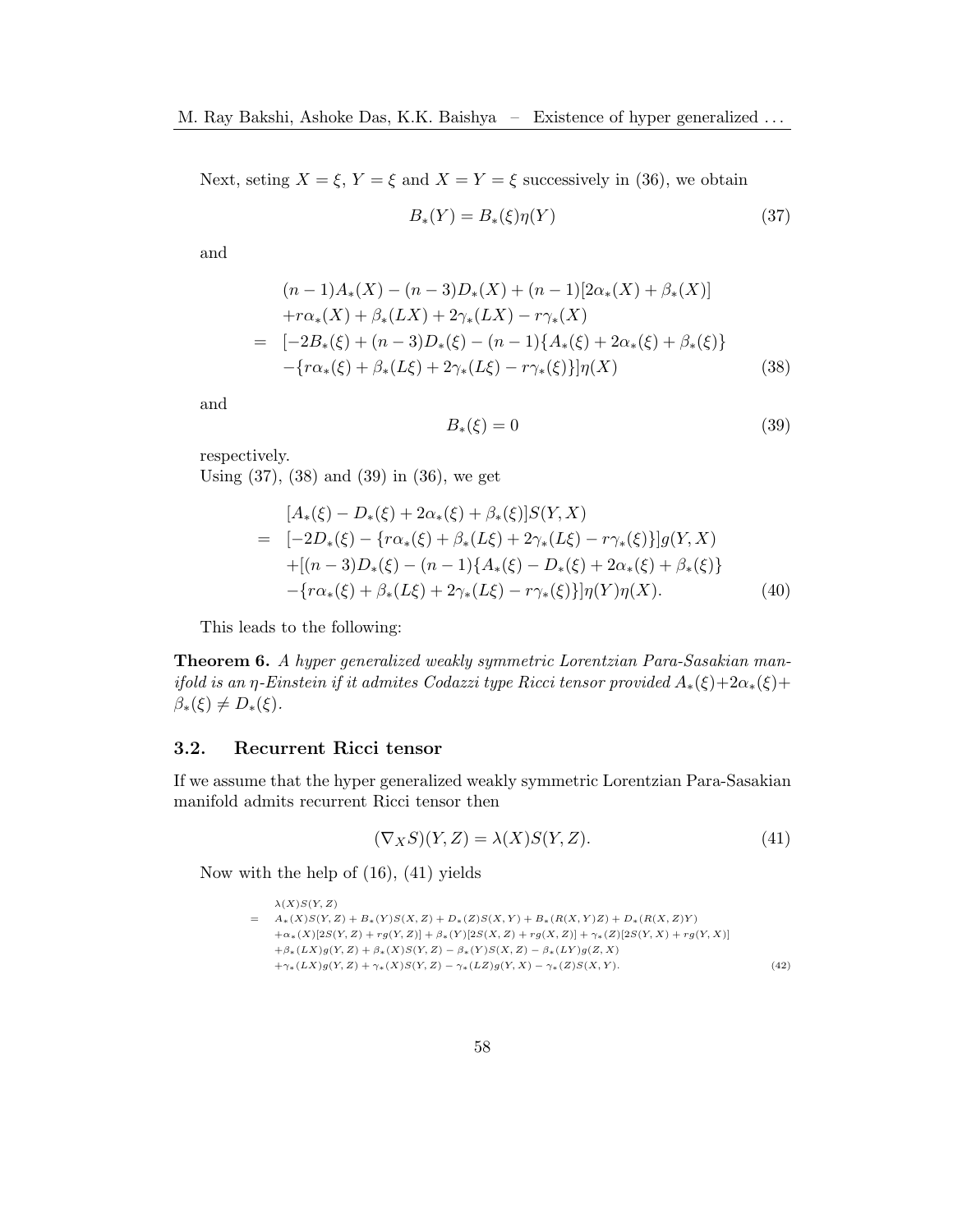Next, seting $X = \xi$, $Y = \xi$ and $X = Y = \xi$ successively in (36), we obtain

$$B_*(Y) = B_*(\xi)\eta(Y) \tag{37}$$

and

$$\begin{aligned}
& (n-1)A_*(X) - (n-3)D_*(X) + (n-1)[2\alpha_*(X) + \beta_*(X)] \\
& + r\alpha_*(X) + \beta_*(LX) + 2\gamma_*(LX) - r\gamma_*(X) \\
= \; & [-2B_*(\xi) + (n-3)D_*(\xi) - (n-1)\{A_*(\xi) + 2\alpha_*(\xi) + \beta_*(\xi)\} \\
& -\{r\alpha_*(\xi) + \beta_*(L\xi) + 2\gamma_*(L\xi) - r\gamma_*(\xi)\}]\eta(X)
\end{aligned} \tag{38}$$

and

$$B_*(\xi) = 0 \tag{39}$$

respectively.
Using (37), (38) and (39) in (36), we get

$$\begin{aligned}
& [A_*(\xi) - D_*(\xi) + 2\alpha_*(\xi) + \beta_*(\xi)]S(Y, X) \\
= \; & [-2D_*(\xi) - \{r\alpha_*(\xi) + \beta_*(L\xi) + 2\gamma_*(L\xi) - r\gamma_*(\xi)\}]g(Y, X) \\
& +[(n-3)D_*(\xi) - (n-1)\{A_*(\xi) - D_*(\xi) + 2\alpha_*(\xi) + \beta_*(\xi)\} \\
& -\{r\alpha_*(\xi) + \beta_*(L\xi) + 2\gamma_*(L\xi) - r\gamma_*(\xi)\}]\eta(Y)\eta(X).
\end{aligned} \tag{40}$$

This leads to the following:

**Theorem 6.** *A hyper generalized weakly symmetric Lorentzian Para-Sasakian manifold is an $\eta$-Einstein if it admites Codazzi type Ricci tensor provided $A_*(\xi)+2\alpha_*(\xi)+\beta_*(\xi) \neq D_*(\xi)$.*

### 3.2. Recurrent Ricci tensor

If we assume that the hyper generalized weakly symmetric Lorentzian Para-Sasakian manifold admits recurrent Ricci tensor then

$$(\nabla_X S)(Y, Z) = \lambda(X)S(Y, Z). \tag{41}$$

Now with the help of (16), (41) yields

$$\begin{aligned}
& \lambda(X)S(Y, Z) \\
= \; & A_*(X)S(Y, Z) + B_*(Y)S(X, Z) + D_*(Z)S(X, Y) + B_*(R(X, Y)Z) + D_*(R(X, Z)Y) \\
& +\alpha_*(X)[2S(Y, Z) + rg(Y, Z)] + \beta_*(Y)[2S(X, Z) + rg(X, Z)] + \gamma_*(Z)[2S(Y, X) + rg(Y, X)] \\
& +\beta_*(LX)g(Y, Z) + \beta_*(X)S(Y, Z) - \beta_*(Y)S(X, Z) - \beta_*(LY)g(Z, X) \\
& +\gamma_*(LX)g(Y, Z) + \gamma_*(X)S(Y, Z) - \gamma_*(LZ)g(Y, X) - \gamma_*(Z)S(X, Y).
\end{aligned} \tag{42}$$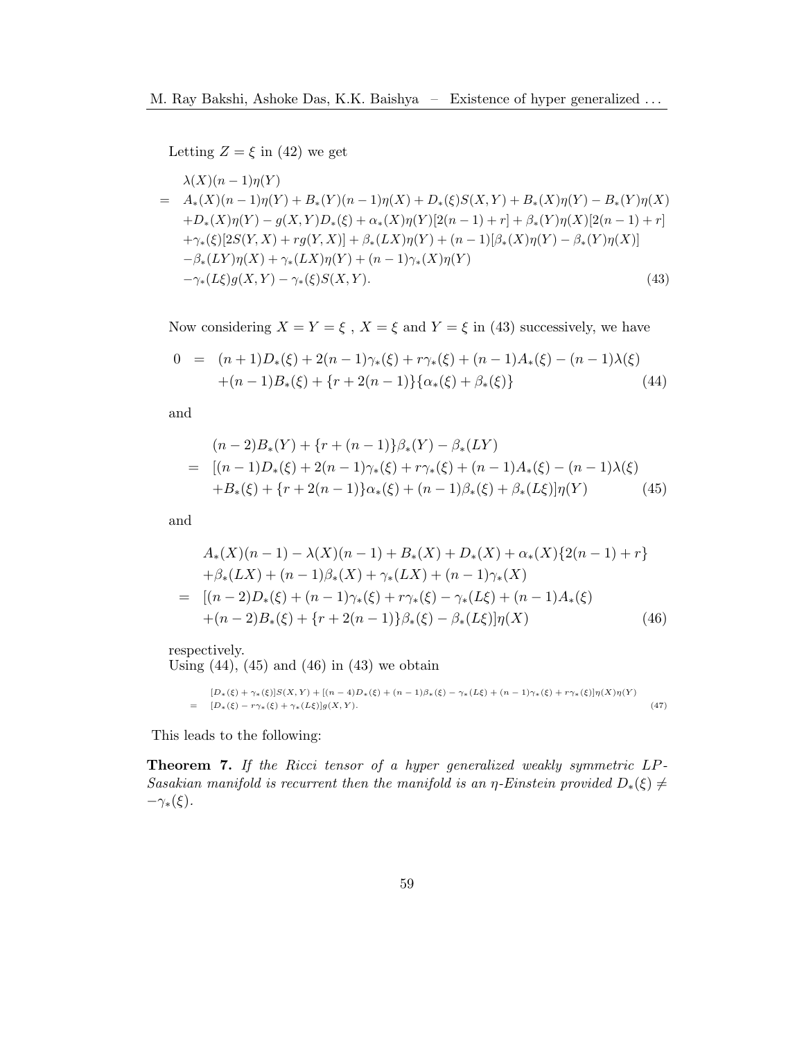Letting $Z = \xi$ in (42) we get

$$
\begin{aligned}
& \lambda(X)(n-1)\eta(Y) \\
= \; & A_*(X)(n-1)\eta(Y) + B_*(Y)(n-1)\eta(X) + D_*(\xi)S(X,Y) + B_*(X)\eta(Y) - B_*(Y)\eta(X) \\
& + D_*(X)\eta(Y) - g(X,Y)D_*(\xi) + \alpha_*(X)\eta(Y)[2(n-1)+r] + \beta_*(Y)\eta(X)[2(n-1)+r] \\
& + \gamma_*(\xi)[2S(Y,X) + rg(Y,X)] + \beta_*(LX)\eta(Y) + (n-1)[\beta_*(X)\eta(Y) - \beta_*(Y)\eta(X)] \\
& - \beta_*(LY)\eta(X) + \gamma_*(LX)\eta(Y) + (n-1)\gamma_*(X)\eta(Y) \\
& - \gamma_*(L\xi)g(X,Y) - \gamma_*(\xi)S(X,Y). \qquad (43)
\end{aligned}
$$

Now considering $X = Y = \xi$ , $X = \xi$ and $Y = \xi$ in (43) successively, we have

$$
\begin{aligned}
0 \; = \; & (n+1)D_*(\xi) + 2(n-1)\gamma_*(\xi) + r\gamma_*(\xi) + (n-1)A_*(\xi) - (n-1)\lambda(\xi) \\
& + (n-1)B_*(\xi) + \{r + 2(n-1)\}\{\alpha_*(\xi) + \beta_*(\xi)\} \qquad (44)
\end{aligned}
$$

and

$$
\begin{aligned}
& (n-2)B_*(Y) + \{r + (n-1)\}\beta_*(Y) - \beta_*(LY) \\
= \; & [(n-1)D_*(\xi) + 2(n-1)\gamma_*(\xi) + r\gamma_*(\xi) + (n-1)A_*(\xi) - (n-1)\lambda(\xi) \\
& + B_*(\xi) + \{r + 2(n-1)\}\alpha_*(\xi) + (n-1)\beta_*(\xi) + \beta_*(L\xi)]\eta(Y) \qquad (45)
\end{aligned}
$$

and

$$
\begin{aligned}
& A_*(X)(n-1) - \lambda(X)(n-1) + B_*(X) + D_*(X) + \alpha_*(X)\{2(n-1) + r\} \\
& + \beta_*(LX) + (n-1)\beta_*(X) + \gamma_*(LX) + (n-1)\gamma_*(X) \\
= \; & [(n-2)D_*(\xi) + (n-1)\gamma_*(\xi) + r\gamma_*(\xi) - \gamma_*(L\xi) + (n-1)A_*(\xi) \\
& + (n-2)B_*(\xi) + \{r + 2(n-1)\}\beta_*(\xi) - \beta_*(L\xi)]\eta(X) \qquad (46)
\end{aligned}
$$

respectively.
Using (44), (45) and (46) in (43) we obtain

$$
\begin{aligned}
& [D_*(\xi) + \gamma_*(\xi)]S(X,Y) + [(n-4)D_*(\xi) + (n-1)\beta_*(\xi) - \gamma_*(L\xi) + (n-1)\gamma_*(\xi) + r\gamma_*(\xi)]\eta(X)\eta(Y) \\
= \; & [D_*(\xi) - r\gamma_*(\xi) + \gamma_*(L\xi)]g(X,Y). \qquad (47)
\end{aligned}
$$

This leads to the following:

**Theorem 7.** *If the Ricci tensor of a hyper generalized weakly symmetric LP-Sasakian manifold is recurrent then the manifold is an $\eta$-Einstein provided $D_*(\xi) \neq -\gamma_*(\xi)$.*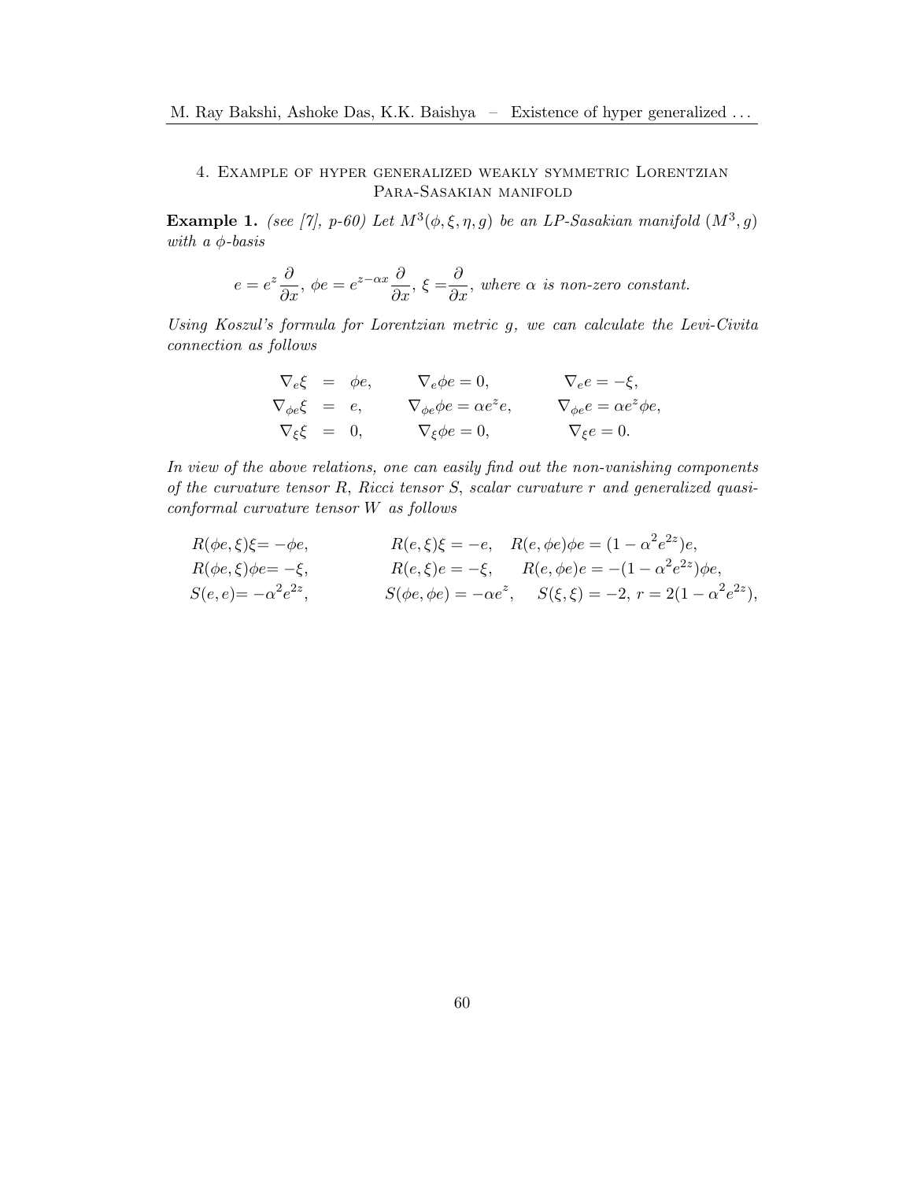## 4. Example of hyper generalized weakly symmetric Lorentzian Para-Sasakian manifold

**Example 1.** *(see [7], p-60) Let $M^3(\phi, \xi, \eta, g)$ be an LP-Sasakian manifold $(M^3, g)$ with a $\phi$-basis*

$$e = e^z \frac{\partial}{\partial x},\ \phi e = e^{z-\alpha x}\frac{\partial}{\partial x},\ \xi = \frac{\partial}{\partial x},\ \text{where } \alpha \text{ is non-zero constant.}$$

*Using Koszul's formula for Lorentzian metric $g$, we can calculate the Levi-Civita connection as follows*

$$\begin{aligned}
\nabla_e \xi &= \phi e, & \nabla_e \phi e &= 0, & \nabla_e e &= -\xi, \\
\nabla_{\phi e} \xi &= e, & \nabla_{\phi e} \phi e &= \alpha e^z e, & \nabla_{\phi e} e &= \alpha e^z \phi e, \\
\nabla_\xi \xi &= 0, & \nabla_\xi \phi e &= 0, & \nabla_\xi e &= 0.
\end{aligned}$$

*In view of the above relations, one can easily find out the non-vanishing components of the curvature tensor $R$, Ricci tensor $S$, scalar curvature $r$ and generalized quasi-conformal curvature tensor $W$ as follows*

$$\begin{aligned}
&R(\phi e, \xi)\xi = -\phi e, && R(e, \xi)\xi = -e, \quad R(e, \phi e)\phi e = (1 - \alpha^2 e^{2z})e, \\
&R(\phi e, \xi)\phi e = -\xi, && R(e, \xi)e = -\xi, \quad\ R(e, \phi e)e = -(1 - \alpha^2 e^{2z})\phi e, \\
&S(e, e) = -\alpha^2 e^{2z}, && S(\phi e, \phi e) = -\alpha e^z, \quad S(\xi, \xi) = -2,\ r = 2(1 - \alpha^2 e^{2z}),
\end{aligned}$$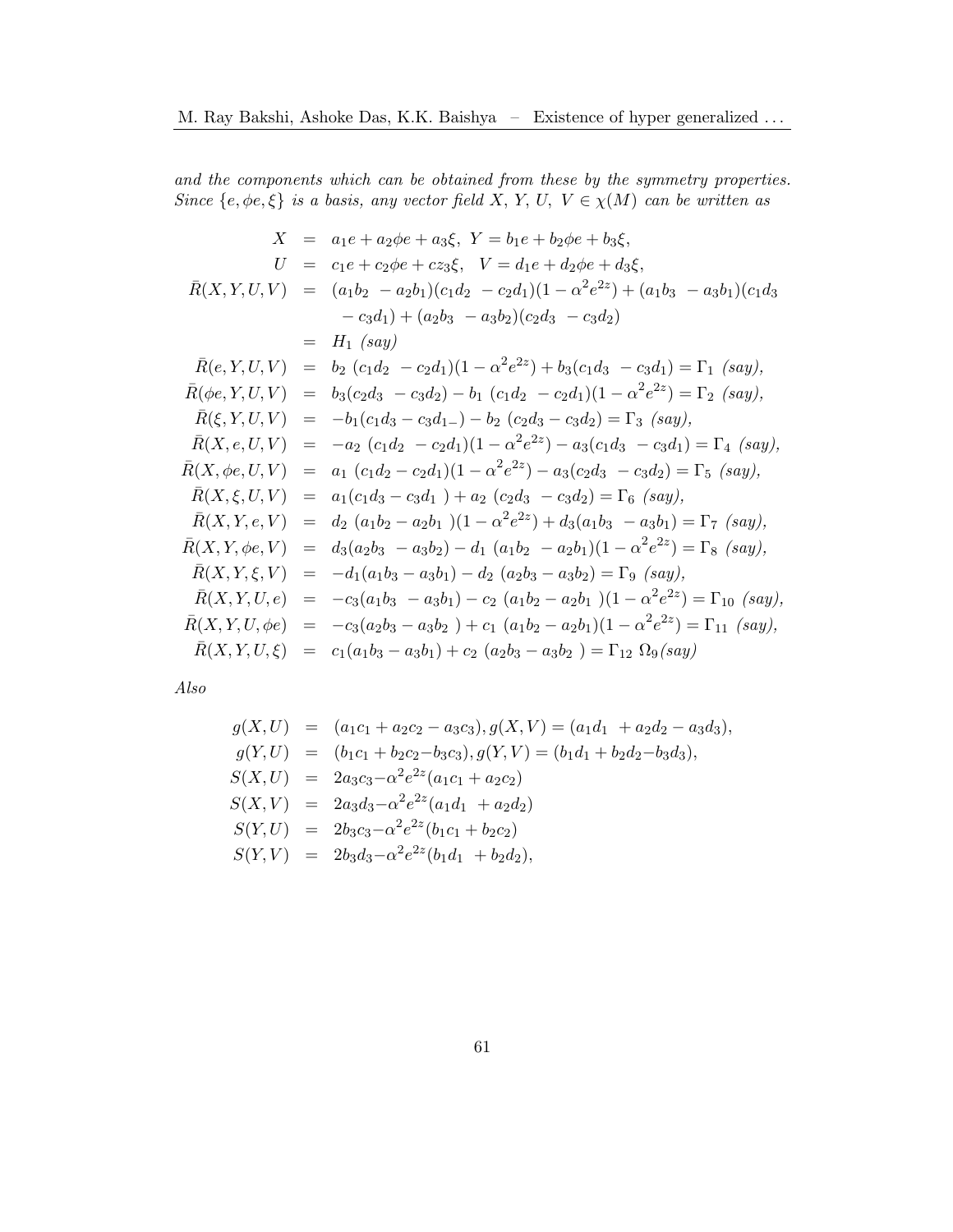*and the components which can be obtained from these by the symmetry properties. Since $\{e, \phi e, \xi\}$ is a basis, any vector field $X$, $Y$, $U$, $V \in \chi(M)$ can be written as*

$$
\begin{aligned}
X &= a_1 e + a_2 \phi e + a_3 \xi, \;\; Y = b_1 e + b_2 \phi e + b_3 \xi, \\
U &= c_1 e + c_2 \phi e + c z_3 \xi, \quad V = d_1 e + d_2 \phi e + d_3 \xi, \\
\bar{R}(X,Y,U,V) &= (a_1 b_2 - a_2 b_1)(c_1 d_2 - c_2 d_1)(1 - \alpha^2 e^{2z}) + (a_1 b_3 - a_3 b_1)(c_1 d_3 \\
&\quad - c_3 d_1) + (a_2 b_3 - a_3 b_2)(c_2 d_3 - c_3 d_2) \\
&= H_1 \; (say) \\
\bar{R}(e,Y,U,V) &= b_2 \, (c_1 d_2 - c_2 d_1)(1 - \alpha^2 e^{2z}) + b_3 (c_1 d_3 - c_3 d_1) = \Gamma_1 \; (say), \\
\bar{R}(\phi e,Y,U,V) &= b_3 (c_2 d_3 - c_3 d_2) - b_1 \, (c_1 d_2 - c_2 d_1)(1 - \alpha^2 e^{2z}) = \Gamma_2 \; (say), \\
\bar{R}(\xi,Y,U,V) &= -b_1 (c_1 d_3 - c_3 d_{1-}) - b_2 \, (c_2 d_3 - c_3 d_2) = \Gamma_3 \; (say), \\
\bar{R}(X,e,U,V) &= -a_2 \, (c_1 d_2 - c_2 d_1)(1 - \alpha^2 e^{2z}) - a_3 (c_1 d_3 - c_3 d_1) = \Gamma_4 \; (say), \\
\bar{R}(X,\phi e,U,V) &= a_1 \, (c_1 d_2 - c_2 d_1)(1 - \alpha^2 e^{2z}) - a_3 (c_2 d_3 - c_3 d_2) = \Gamma_5 \; (say), \\
\bar{R}(X,\xi,U,V) &= a_1 (c_1 d_3 - c_3 d_1) + a_2 \, (c_2 d_3 - c_3 d_2) = \Gamma_6 \; (say), \\
\bar{R}(X,Y,e,V) &= d_2 \, (a_1 b_2 - a_2 b_1)(1 - \alpha^2 e^{2z}) + d_3 (a_1 b_3 - a_3 b_1) = \Gamma_7 \; (say), \\
\bar{R}(X,Y,\phi e,V) &= d_3 (a_2 b_3 - a_3 b_2) - d_1 \, (a_1 b_2 - a_2 b_1)(1 - \alpha^2 e^{2z}) = \Gamma_8 \; (say), \\
\bar{R}(X,Y,\xi,V) &= -d_1 (a_1 b_3 - a_3 b_1) - d_2 \, (a_2 b_3 - a_3 b_2) = \Gamma_9 \; (say), \\
\bar{R}(X,Y,U,e) &= -c_3 (a_1 b_3 - a_3 b_1) - c_2 \, (a_1 b_2 - a_2 b_1)(1 - \alpha^2 e^{2z}) = \Gamma_{10} \; (say), \\
\bar{R}(X,Y,U,\phi e) &= -c_3 (a_2 b_3 - a_3 b_2) + c_1 \, (a_1 b_2 - a_2 b_1)(1 - \alpha^2 e^{2z}) = \Gamma_{11} \; (say), \\
\bar{R}(X,Y,U,\xi) &= c_1 (a_1 b_3 - a_3 b_1) + c_2 \, (a_2 b_3 - a_3 b_2) = \Gamma_{12} \; \Omega_9 (say)
\end{aligned}
$$

*Also*

$$
\begin{aligned}
g(X,U) &= (a_1 c_1 + a_2 c_2 - a_3 c_3), g(X,V) = (a_1 d_1 + a_2 d_2 - a_3 d_3), \\
g(Y,U) &= (b_1 c_1 + b_2 c_2 - b_3 c_3), g(Y,V) = (b_1 d_1 + b_2 d_2 - b_3 d_3), \\
S(X,U) &= 2 a_3 c_3 - \alpha^2 e^{2z} (a_1 c_1 + a_2 c_2) \\
S(X,V) &= 2 a_3 d_3 - \alpha^2 e^{2z} (a_1 d_1 + a_2 d_2) \\
S(Y,U) &= 2 b_3 c_3 - \alpha^2 e^{2z} (b_1 c_1 + b_2 c_2) \\
S(Y,V) &= 2 b_3 d_3 - \alpha^2 e^{2z} (b_1 d_1 + b_2 d_2),
\end{aligned}
$$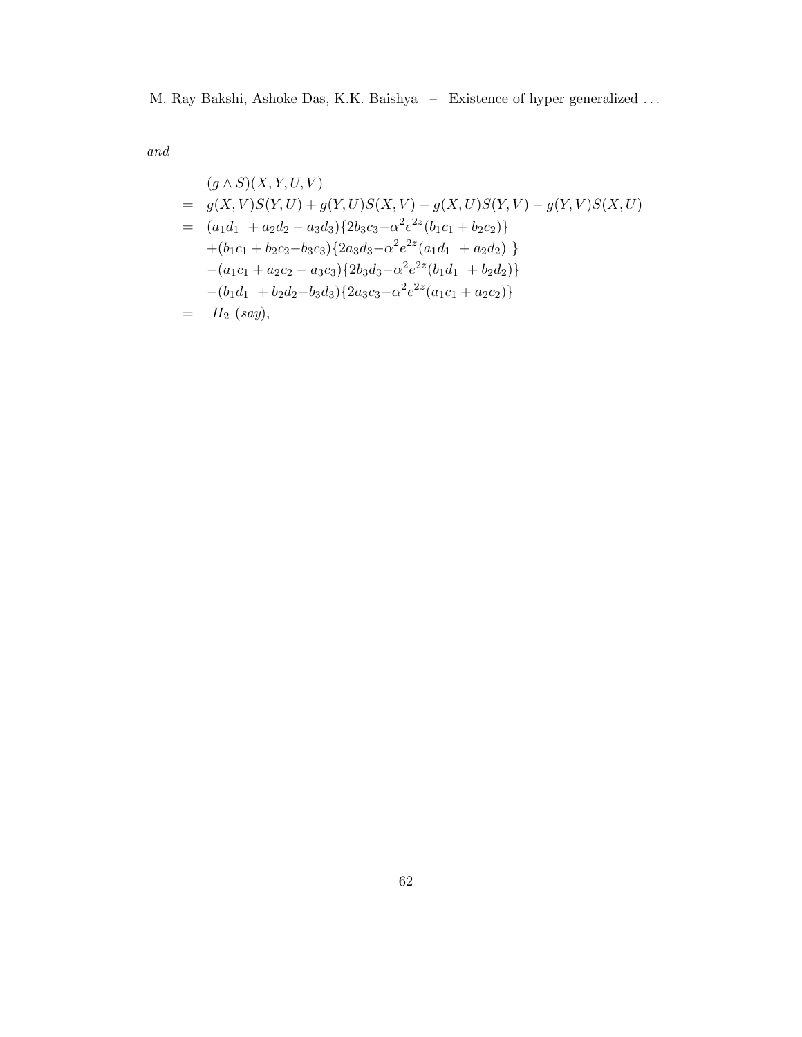*and*

$$
\begin{aligned}
& (g \wedge S)(X,Y,U,V) \\
= \ & g(X,V)S(Y,U) + g(Y,U)S(X,V) - g(X,U)S(Y,V) - g(Y,V)S(X,U) \\
= \ & (a_1d_1 \ + a_2d_2 - a_3d_3)\{2b_3c_3 - \alpha^2 e^{2z}(b_1c_1 + b_2c_2)\} \\
& +(b_1c_1 + b_2c_2 - b_3c_3)\{2a_3d_3 - \alpha^2 e^{2z}(a_1d_1 \ + a_2d_2) \ \} \\
& -(a_1c_1 + a_2c_2 - a_3c_3)\{2b_3d_3 - \alpha^2 e^{2z}(b_1d_1 \ + b_2d_2)\} \\
& -(b_1d_1 \ + b_2d_2 - b_3d_3)\{2a_3c_3 - \alpha^2 e^{2z}(a_1c_1 + a_2c_2)\} \\
= \ & \ H_2 \ (say),
\end{aligned}
$$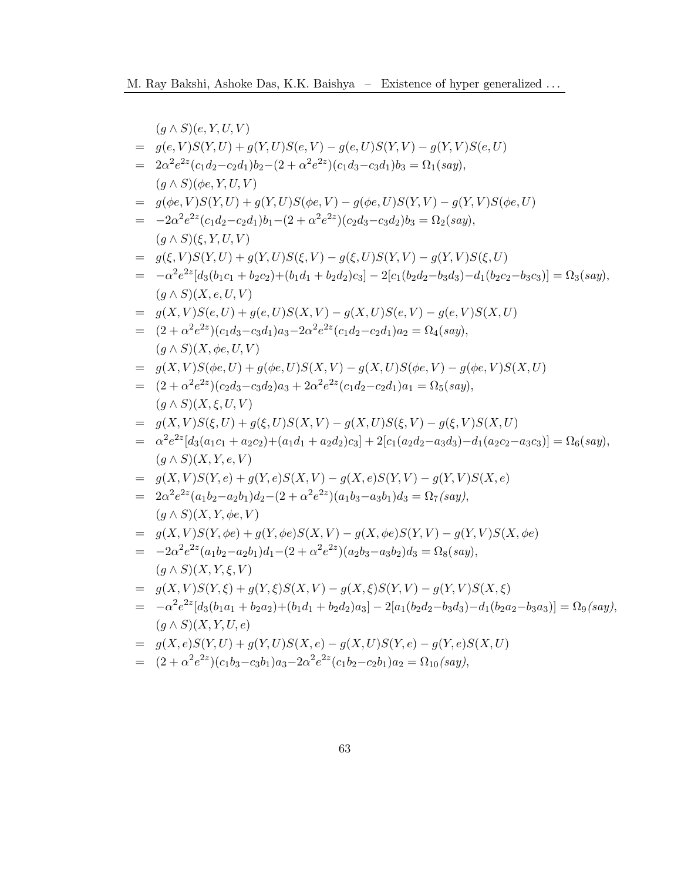$$
\begin{aligned}
& (g \wedge S)(e, Y, U, V) \\
= \;& g(e, V)S(Y, U) + g(Y, U)S(e, V) - g(e, U)S(Y, V) - g(Y, V)S(e, U) \\
= \;& 2\alpha^2 e^{2z}(c_1 d_2 - c_2 d_1)b_2 - (2 + \alpha^2 e^{2z})(c_1 d_3 - c_3 d_1)b_3 = \Omega_1(say), \\
& (g \wedge S)(\phi e, Y, U, V) \\
= \;& g(\phi e, V)S(Y, U) + g(Y, U)S(\phi e, V) - g(\phi e, U)S(Y, V) - g(Y, V)S(\phi e, U) \\
= \;& -2\alpha^2 e^{2z}(c_1 d_2 - c_2 d_1)b_1 - (2 + \alpha^2 e^{2z})(c_2 d_3 - c_3 d_2)b_3 = \Omega_2(say), \\
& (g \wedge S)(\xi, Y, U, V) \\
= \;& g(\xi, V)S(Y, U) + g(Y, U)S(\xi, V) - g(\xi, U)S(Y, V) - g(Y, V)S(\xi, U) \\
= \;& -\alpha^2 e^{2z}[d_3(b_1 c_1 + b_2 c_2) + (b_1 d_1 + b_2 d_2)c_3] - 2[c_1(b_2 d_2 - b_3 d_3) - d_1(b_2 c_2 - b_3 c_3)] = \Omega_3(say), \\
& (g \wedge S)(X, e, U, V) \\
= \;& g(X, V)S(e, U) + g(e, U)S(X, V) - g(X, U)S(e, V) - g(e, V)S(X, U) \\
= \;& (2 + \alpha^2 e^{2z})(c_1 d_3 - c_3 d_1)a_3 - 2\alpha^2 e^{2z}(c_1 d_2 - c_2 d_1)a_2 = \Omega_4(say), \\
& (g \wedge S)(X, \phi e, U, V) \\
= \;& g(X, V)S(\phi e, U) + g(\phi e, U)S(X, V) - g(X, U)S(\phi e, V) - g(\phi e, V)S(X, U) \\
= \;& (2 + \alpha^2 e^{2z})(c_2 d_3 - c_3 d_2)a_3 + 2\alpha^2 e^{2z}(c_1 d_2 - c_2 d_1)a_1 = \Omega_5(say), \\
& (g \wedge S)(X, \xi, U, V) \\
= \;& g(X, V)S(\xi, U) + g(\xi, U)S(X, V) - g(X, U)S(\xi, V) - g(\xi, V)S(X, U) \\
= \;& \alpha^2 e^{2z}[d_3(a_1 c_1 + a_2 c_2) + (a_1 d_1 + a_2 d_2)c_3] + 2[c_1(a_2 d_2 - a_3 d_3) - d_1(a_2 c_2 - a_3 c_3)] = \Omega_6(say), \\
& (g \wedge S)(X, Y, e, V) \\
= \;& g(X, V)S(Y, e) + g(Y, e)S(X, V) - g(X, e)S(Y, V) - g(Y, V)S(X, e) \\
= \;& 2\alpha^2 e^{2z}(a_1 b_2 - a_2 b_1)d_2 - (2 + \alpha^2 e^{2z})(a_1 b_3 - a_3 b_1)d_3 = \Omega_7(say), \\
& (g \wedge S)(X, Y, \phi e, V) \\
= \;& g(X, V)S(Y, \phi e) + g(Y, \phi e)S(X, V) - g(X, \phi e)S(Y, V) - g(Y, V)S(X, \phi e) \\
= \;& -2\alpha^2 e^{2z}(a_1 b_2 - a_2 b_1)d_1 - (2 + \alpha^2 e^{2z})(a_2 b_3 - a_3 b_2)d_3 = \Omega_8(say), \\
& (g \wedge S)(X, Y, \xi, V) \\
= \;& g(X, V)S(Y, \xi) + g(Y, \xi)S(X, V) - g(X, \xi)S(Y, V) - g(Y, V)S(X, \xi) \\
= \;& -\alpha^2 e^{2z}[d_3(b_1 a_1 + b_2 a_2) + (b_1 d_1 + b_2 d_2)a_3] - 2[a_1(b_2 d_2 - b_3 d_3) - d_1(b_2 a_2 - b_3 a_3)] = \Omega_9(say), \\
& (g \wedge S)(X, Y, U, e) \\
= \;& g(X, e)S(Y, U) + g(Y, U)S(X, e) - g(X, U)S(Y, e) - g(Y, e)S(X, U) \\
= \;& (2 + \alpha^2 e^{2z})(c_1 b_3 - c_3 b_1)a_3 - 2\alpha^2 e^{2z}(c_1 b_2 - c_2 b_1)a_2 = \Omega_{10}(say),
\end{aligned}
$$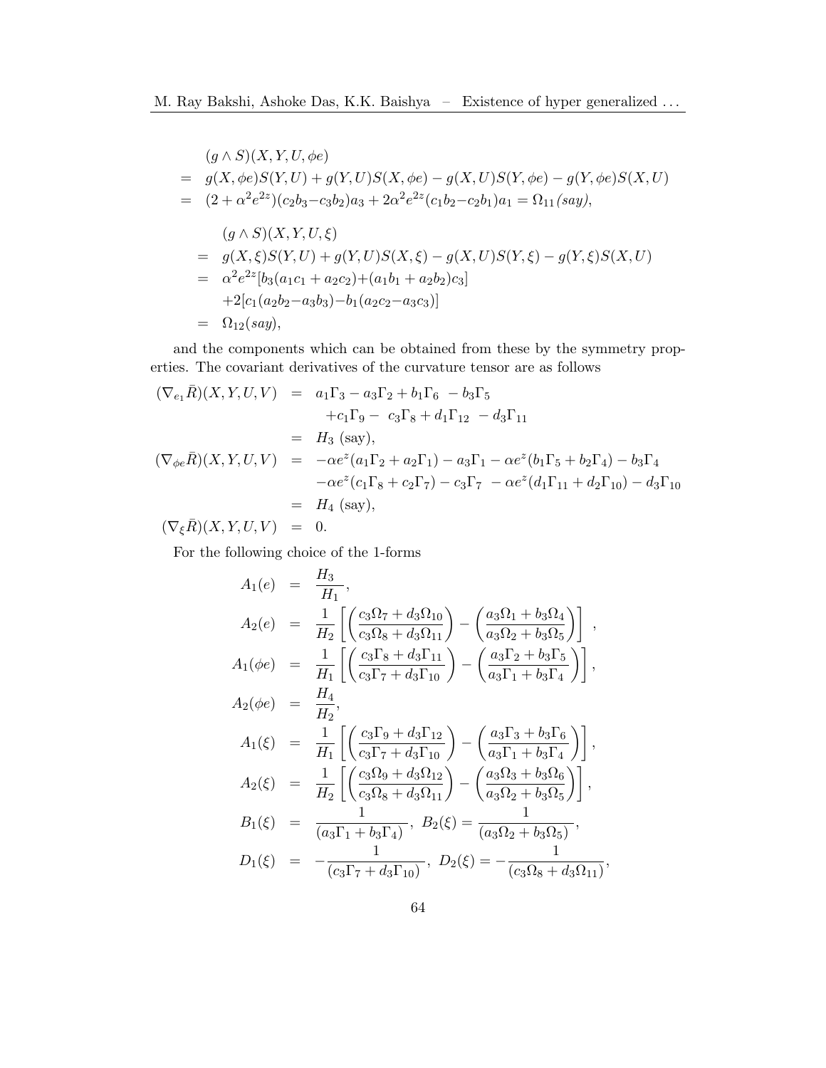$$
\begin{aligned}
&(g \wedge S)(X, Y, U, \phi e) \\
= \;& g(X, \phi e)S(Y, U) + g(Y, U)S(X, \phi e) - g(X, U)S(Y, \phi e) - g(Y, \phi e)S(X, U) \\
= \;& (2 + \alpha^2 e^{2z})(c_2 b_3 - c_3 b_2)a_3 + 2\alpha^2 e^{2z}(c_1 b_2 - c_2 b_1)a_1 = \Omega_{11} \textit{(say)},
\end{aligned}
$$

$$
\begin{aligned}
&(g \wedge S)(X, Y, U, \xi) \\
= \;& g(X, \xi)S(Y, U) + g(Y, U)S(X, \xi) - g(X, U)S(Y, \xi) - g(Y, \xi)S(X, U) \\
= \;& \alpha^2 e^{2z}[b_3(a_1 c_1 + a_2 c_2) + (a_1 b_1 + a_2 b_2)c_3] \\
& + 2[c_1(a_2 b_2 - a_3 b_3) - b_1(a_2 c_2 - a_3 c_3)] \\
= \;& \Omega_{12}\textit{(say)},
\end{aligned}
$$

and the components which can be obtained from these by the symmetry properties. The covariant derivatives of the curvature tensor are as follows

$$
\begin{aligned}
(\nabla_{e_1}\bar{R})(X, Y, U, V) &= a_1\Gamma_3 - a_3\Gamma_2 + b_1\Gamma_6 - b_3\Gamma_5 \\
&\quad + c_1\Gamma_9 - c_3\Gamma_8 + d_1\Gamma_{12} - d_3\Gamma_{11} \\
&= H_3 \text{ (say)}, \\
(\nabla_{\phi e}\bar{R})(X, Y, U, V) &= -\alpha e^z(a_1\Gamma_2 + a_2\Gamma_1) - a_3\Gamma_1 - \alpha e^z(b_1\Gamma_5 + b_2\Gamma_4) - b_3\Gamma_4 \\
&\quad - \alpha e^z(c_1\Gamma_8 + c_2\Gamma_7) - c_3\Gamma_7 - \alpha e^z(d_1\Gamma_{11} + d_2\Gamma_{10}) - d_3\Gamma_{10} \\
&= H_4 \text{ (say)}, \\
(\nabla_{\xi}\bar{R})(X, Y, U, V) &= 0.
\end{aligned}
$$

For the following choice of the 1-forms

$$
\begin{aligned}
A_1(e) &= \frac{H_3}{H_1}, \\
A_2(e) &= \frac{1}{H_2}\left[\left(\frac{c_3\Omega_7 + d_3\Omega_{10}}{c_3\Omega_8 + d_3\Omega_{11}}\right) - \left(\frac{a_3\Omega_1 + b_3\Omega_4}{a_3\Omega_2 + b_3\Omega_5}\right)\right], \\
A_1(\phi e) &= \frac{1}{H_1}\left[\left(\frac{c_3\Gamma_8 + d_3\Gamma_{11}}{c_3\Gamma_7 + d_3\Gamma_{10}}\right) - \left(\frac{a_3\Gamma_2 + b_3\Gamma_5}{a_3\Gamma_1 + b_3\Gamma_4}\right)\right], \\
A_2(\phi e) &= \frac{H_4}{H_2}, \\
A_1(\xi) &= \frac{1}{H_1}\left[\left(\frac{c_3\Gamma_9 + d_3\Gamma_{12}}{c_3\Gamma_7 + d_3\Gamma_{10}}\right) - \left(\frac{a_3\Gamma_3 + b_3\Gamma_6}{a_3\Gamma_1 + b_3\Gamma_4}\right)\right], \\
A_2(\xi) &= \frac{1}{H_2}\left[\left(\frac{c_3\Omega_9 + d_3\Omega_{12}}{c_3\Omega_8 + d_3\Omega_{11}}\right) - \left(\frac{a_3\Omega_3 + b_3\Omega_6}{a_3\Omega_2 + b_3\Omega_5}\right)\right], \\
B_1(\xi) &= \frac{1}{(a_3\Gamma_1 + b_3\Gamma_4)}, \; B_2(\xi) = \frac{1}{(a_3\Omega_2 + b_3\Omega_5)}, \\
D_1(\xi) &= -\frac{1}{(c_3\Gamma_7 + d_3\Gamma_{10})}, \; D_2(\xi) = -\frac{1}{(c_3\Omega_8 + d_3\Omega_{11})},
\end{aligned}
$$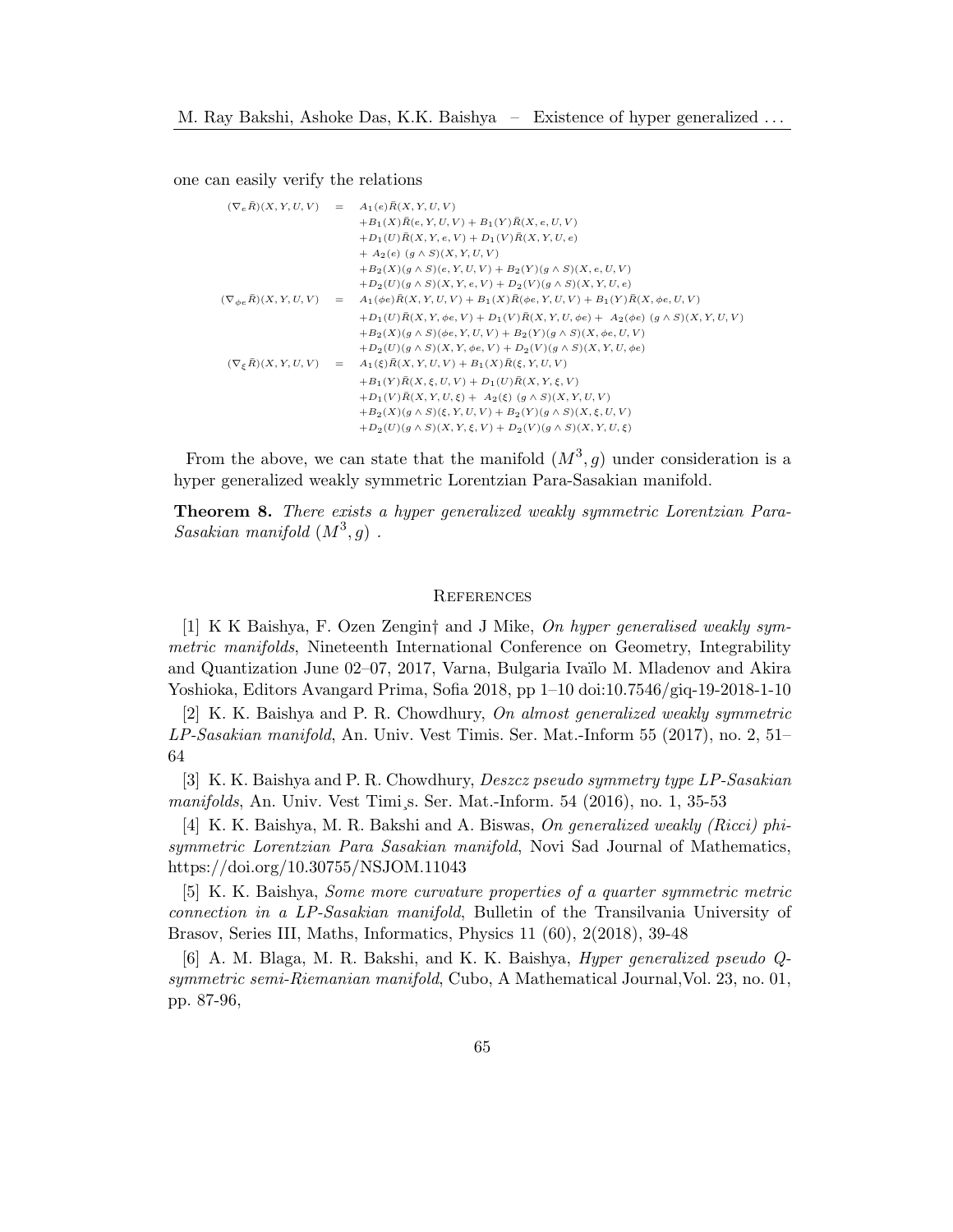one can easily verify the relations

$$
\begin{aligned}
(\nabla_e \bar{R})(X,Y,U,V) &= A_1(e)\bar{R}(X,Y,U,V) \\
&+B_1(X)\bar{R}(e,Y,U,V) + B_1(Y)\bar{R}(X,e,U,V) \\
&+D_1(U)\bar{R}(X,Y,e,V) + D_1(V)\bar{R}(X,Y,U,e) \\
&+ A_2(e)\ (g \wedge S)(X,Y,U,V) \\
&+B_2(X)(g \wedge S)(e,Y,U,V) + B_2(Y)(g \wedge S)(X,e,U,V) \\
&+D_2(U)(g \wedge S)(X,Y,e,V) + D_2(V)(g \wedge S)(X,Y,U,e) \\
(\nabla_{\phi e} \bar{R})(X,Y,U,V) &= A_1(\phi e)\bar{R}(X,Y,U,V) + B_1(X)\bar{R}(\phi e,Y,U,V) + B_1(Y)\bar{R}(X,\phi e,U,V) \\
&+D_1(U)\bar{R}(X,Y,\phi e,V) + D_1(V)\bar{R}(X,Y,U,\phi e) + \ A_2(\phi e)\ (g \wedge S)(X,Y,U,V) \\
&+B_2(X)(g \wedge S)(\phi e,Y,U,V) + B_2(Y)(g \wedge S)(X,\phi e,U,V) \\
&+D_2(U)(g \wedge S)(X,Y,\phi e,V) + D_2(V)(g \wedge S)(X,Y,U,\phi e) \\
(\nabla_{\xi} \bar{R})(X,Y,U,V) &= A_1(\xi)\bar{R}(X,Y,U,V) + B_1(X)\bar{R}(\xi,Y,U,V) \\
&+B_1(Y)\bar{R}(X,\xi,U,V) + D_1(U)\bar{R}(X,Y,\xi,V) \\
&+D_1(V)\bar{R}(X,Y,U,\xi) + \ A_2(\xi)\ (g \wedge S)(X,Y,U,V) \\
&+B_2(X)(g \wedge S)(\xi,Y,U,V) + B_2(Y)(g \wedge S)(X,\xi,U,V) \\
&+D_2(U)(g \wedge S)(X,Y,\xi,V) + D_2(V)(g \wedge S)(X,Y,U,\xi)
\end{aligned}
$$

From the above, we can state that the manifold $(M^3, g)$ under consideration is a hyper generalized weakly symmetric Lorentzian Para-Sasakian manifold.

**Theorem 8.** *There exists a hyper generalized weakly symmetric Lorentzian Para-Sasakian manifold* $(M^3, g)$ .

## References

[1] K K Baishya, F. Ozen Zengin† and J Mike, *On hyper generalised weakly symmetric manifolds*, Nineteenth International Conference on Geometry, Integrability and Quantization June 02–07, 2017, Varna, Bulgaria Ivaïlo M. Mladenov and Akira Yoshioka, Editors Avangard Prima, Sofia 2018, pp 1–10 doi:10.7546/giq-19-2018-1-10

[2] K. K. Baishya and P. R. Chowdhury, *On almost generalized weakly symmetric LP-Sasakian manifold*, An. Univ. Vest Timis. Ser. Mat.-Inform 55 (2017), no. 2, 51–64

[3] K. K. Baishya and P. R. Chowdhury, *Deszcz pseudo symmetry type LP-Sasakian manifolds*, An. Univ. Vest Timi¸s. Ser. Mat.-Inform. 54 (2016), no. 1, 35-53

[4] K. K. Baishya, M. R. Bakshi and A. Biswas, *On generalized weakly (Ricci) phi-symmetric Lorentzian Para Sasakian manifold*, Novi Sad Journal of Mathematics, https://doi.org/10.30755/NSJOM.11043

[5] K. K. Baishya, *Some more curvature properties of a quarter symmetric metric connection in a LP-Sasakian manifold*, Bulletin of the Transilvania University of Brasov, Series III, Maths, Informatics, Physics 11 (60), 2(2018), 39-48

[6] A. M. Blaga, M. R. Bakshi, and K. K. Baishya, *Hyper generalized pseudo Q-symmetric semi-Riemanian manifold*, Cubo, A Mathematical Journal,Vol. 23, no. 01, pp. 87-96,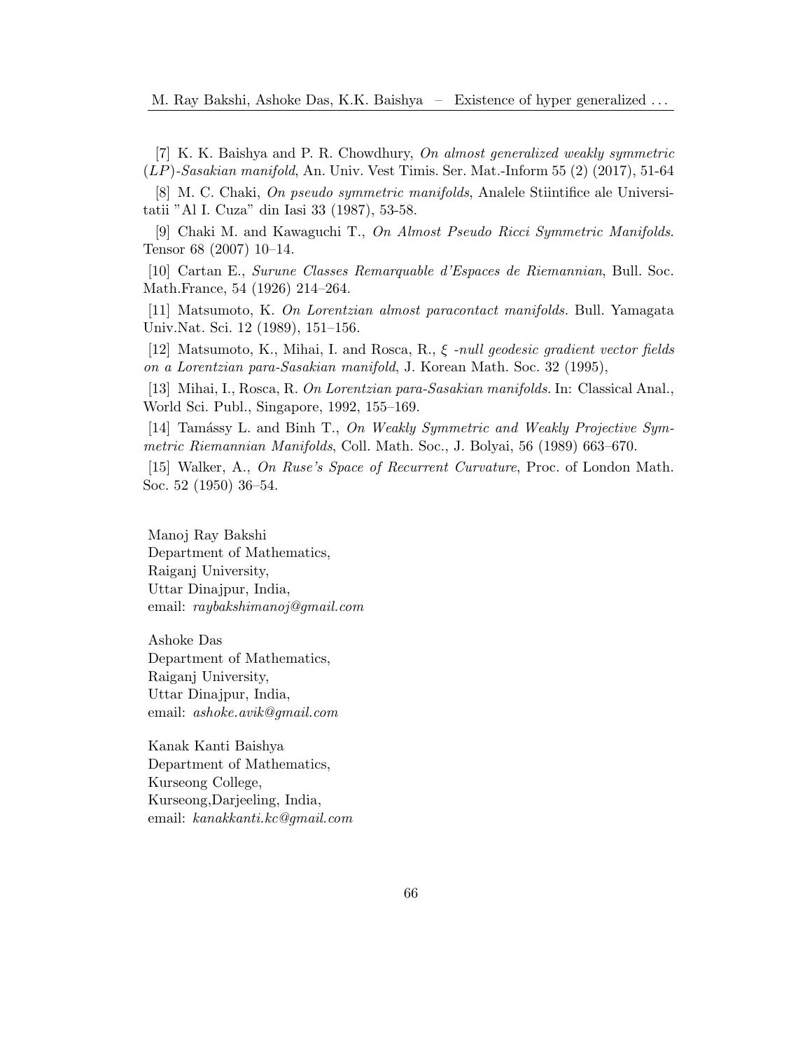[7] K. K. Baishya and P. R. Chowdhury, *On almost generalized weakly symmetric (LP)-Sasakian manifold*, An. Univ. Vest Timis. Ser. Mat.-Inform 55 (2) (2017), 51-64

[8] M. C. Chaki, *On pseudo symmetric manifolds*, Analele Stiintifice ale Universitatii "Al I. Cuza" din Iasi 33 (1987), 53-58.

[9] Chaki M. and Kawaguchi T., *On Almost Pseudo Ricci Symmetric Manifolds*. Tensor 68 (2007) 10–14.

[10] Cartan E., *Surune Classes Remarquable d'Espaces de Riemannian*, Bull. Soc. Math.France, 54 (1926) 214–264.

[11] Matsumoto, K. *On Lorentzian almost paracontact manifolds.* Bull. Yamagata Univ.Nat. Sci. 12 (1989), 151–156.

[12] Matsumoto, K., Mihai, I. and Rosca, R., *$\xi$ -null geodesic gradient vector fields on a Lorentzian para-Sasakian manifold*, J. Korean Math. Soc. 32 (1995),

[13] Mihai, I., Rosca, R. *On Lorentzian para-Sasakian manifolds.* In: Classical Anal., World Sci. Publ., Singapore, 1992, 155–169.

[14] Tamássy L. and Binh T., *On Weakly Symmetric and Weakly Projective Symmetric Riemannian Manifolds*, Coll. Math. Soc., J. Bolyai, 56 (1989) 663–670.

[15] Walker, A., *On Ruse's Space of Recurrent Curvature*, Proc. of London Math. Soc. 52 (1950) 36–54.

Manoj Ray Bakshi
Department of Mathematics,
Raiganj University,
Uttar Dinajpur, India,
email: *raybakshimanoj@gmail.com*

Ashoke Das
Department of Mathematics,
Raiganj University,
Uttar Dinajpur, India,
email: *ashoke.avik@gmail.com*

Kanak Kanti Baishya
Department of Mathematics,
Kurseong College,
Kurseong,Darjeeling, India,
email: *kanakkanti.kc@gmail.com*